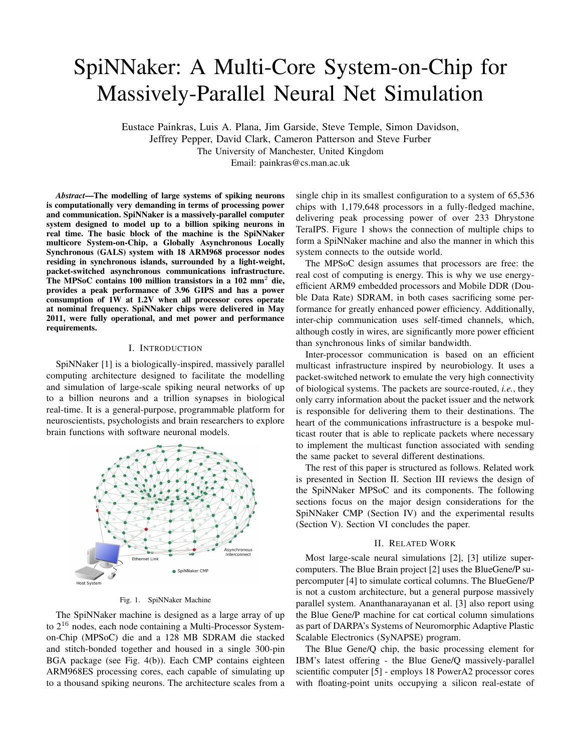# SpiNNaker: A Multi-Core System-on-Chip for Massively-Parallel Neural Net Simulation

Eustace Painkras, Luis A. Plana, Jim Garside, Steve Temple, Simon Davidson, Jeffrey Pepper, David Clark, Cameron Patterson and Steve Furber
The University of Manchester, United Kingdom
Email: painkras@cs.man.ac.uk

***Abstract*—The modelling of large systems of spiking neurons is computationally very demanding in terms of processing power and communication. SpiNNaker is a massively-parallel computer system designed to model up to a billion spiking neurons in real time. The basic block of the machine is the SpiNNaker multicore System-on-Chip, a Globally Asynchronous Locally Synchronous (GALS) system with 18 ARM968 processor nodes residing in synchronous islands, surrounded by a light-weight, packet-switched asynchronous communications infrastructure. The MPSoC contains 100 million transistors in a 102 mm$^2$ die, provides a peak performance of 3.96 GIPS and has a power consumption of 1W at 1.2V when all processor cores operate at nominal frequency. SpiNNaker chips were delivered in May 2011, were fully operational, and met power and performance requirements.**

## I. Introduction

SpiNNaker [1] is a biologically-inspired, massively parallel computing architecture designed to facilitate the modelling and simulation of large-scale spiking neural networks of up to a billion neurons and a trillion synapses in biological real-time. It is a general-purpose, programmable platform for neuroscientists, psychologists and brain researchers to explore brain functions with software neuronal models.

Fig. 1. SpiNNaker Machine

The SpiNNaker machine is designed as a large array of up to $2^{16}$ nodes, each node containing a Multi-Processor System-on-Chip (MPSoC) die and a 128 MB SDRAM die stacked and stitch-bonded together and housed in a single 300-pin BGA package (see Fig. 4(b)). Each CMP contains eighteen ARM968ES processing cores, each capable of simulating up to a thousand spiking neurons. The architecture scales from a single chip in its smallest configuration to a system of 65,536 chips with 1,179,648 processors in a fully-fledged machine, delivering peak processing power of over 233 Dhrystone TeraIPS. Figure 1 shows the connection of multiple chips to form a SpiNNaker machine and also the manner in which this system connects to the outside world.

The MPSoC design assumes that processors are free: the real cost of computing is energy. This is why we use energy-efficient ARM9 embedded processors and Mobile DDR (Double Data Rate) SDRAM, in both cases sacrificing some performance for greatly enhanced power efficiency. Additionally, inter-chip communication uses self-timed channels, which, although costly in wires, are significantly more power efficient than synchronous links of similar bandwidth.

Inter-processor communication is based on an efficient multicast infrastructure inspired by neurobiology. It uses a packet-switched network to emulate the very high connectivity of biological systems. The packets are source-routed, *i.e.*, they only carry information about the packet issuer and the network is responsible for delivering them to their destinations. The heart of the communications infrastructure is a bespoke multicast router that is able to replicate packets where necessary to implement the multicast function associated with sending the same packet to several different destinations.

The rest of this paper is structured as follows. Related work is presented in Section II. Section III reviews the design of the SpiNNaker MPSoC and its components. The following sections focus on the major design considerations for the SpiNNaker CMP (Section IV) and the experimental results (Section V). Section VI concludes the paper.

## II. Related Work

Most large-scale neural simulations [2], [3] utilize supercomputers. The Blue Brain project [2] uses the BlueGene/P supercomputer [4] to simulate cortical columns. The BlueGene/P is not a custom architecture, but a general purpose massively parallel system. Ananthanarayanan et al. [3] also report using the Blue Gene/P machine for cat cortical column simulations as part of DARPA's Systems of Neuromorphic Adaptive Plastic Scalable Electronics (SyNAPSE) program.

The Blue Gene/Q chip, the basic processing element for IBM's latest offering - the Blue Gene/Q massively-parallel scientific computer [5] - employs 18 PowerA2 processor cores with floating-point units occupying a silicon real-estate of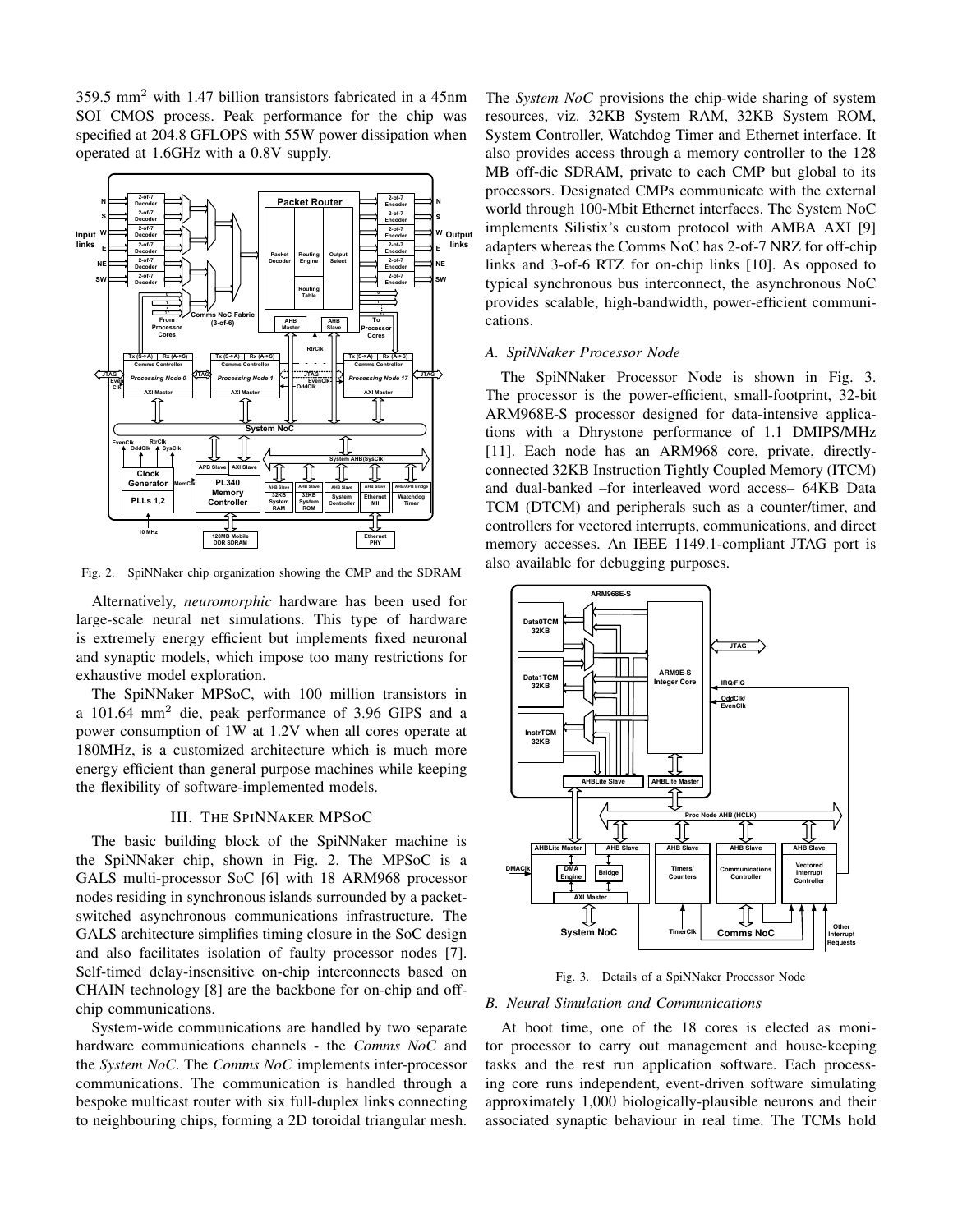359.5 mm$^2$ with 1.47 billion transistors fabricated in a 45nm SOI CMOS process. Peak performance for the chip was specified at 204.8 GFLOPS with 55W power dissipation when operated at 1.6GHz with a 0.8V supply.

Fig. 2. SpiNNaker chip organization showing the CMP and the SDRAM

Alternatively, *neuromorphic* hardware has been used for large-scale neural net simulations. This type of hardware is extremely energy efficient but implements fixed neuronal and synaptic models, which impose too many restrictions for exhaustive model exploration.

The SpiNNaker MPSoC, with 100 million transistors in a 101.64 mm$^2$ die, peak performance of 3.96 GIPS and a power consumption of 1W at 1.2V when all cores operate at 180MHz, is a customized architecture which is much more energy efficient than general purpose machines while keeping the flexibility of software-implemented models.

## III. The SpiNNaker MPSoC

The basic building block of the SpiNNaker machine is the SpiNNaker chip, shown in Fig. 2. The MPSoC is a GALS multi-processor SoC [6] with 18 ARM968 processor nodes residing in synchronous islands surrounded by a packet-switched asynchronous communications infrastructure. The GALS architecture simplifies timing closure in the SoC design and also facilitates isolation of faulty processor nodes [7]. Self-timed delay-insensitive on-chip interconnects based on CHAIN technology [8] are the backbone for on-chip and off-chip communications.

System-wide communications are handled by two separate hardware communications channels - the *Comms NoC* and the *System NoC*. The *Comms NoC* implements inter-processor communications. The communication is handled through a bespoke multicast router with six full-duplex links connecting to neighbouring chips, forming a 2D toroidal triangular mesh. The *System NoC* provisions the chip-wide sharing of system resources, viz. 32KB System RAM, 32KB System ROM, System Controller, Watchdog Timer and Ethernet interface. It also provides access through a memory controller to the 128 MB off-die SDRAM, private to each CMP but global to its processors. Designated CMPs communicate with the external world through 100-Mbit Ethernet interfaces. The System NoC implements Silistix's custom protocol with AMBA AXI [9] adapters whereas the Comms NoC has 2-of-7 NRZ for off-chip links and 3-of-6 RTZ for on-chip links [10]. As opposed to typical synchronous bus interconnect, the asynchronous NoC provides scalable, high-bandwidth, power-efficient communications.

### *A. SpiNNaker Processor Node*

The SpiNNaker Processor Node is shown in Fig. 3. The processor is the power-efficient, small-footprint, 32-bit ARM968E-S processor designed for data-intensive applications with a Dhrystone performance of 1.1 DMIPS/MHz [11]. Each node has an ARM968 core, private, directly-connected 32KB Instruction Tightly Coupled Memory (ITCM) and dual-banked –for interleaved word access– 64KB Data TCM (DTCM) and peripherals such as a counter/timer, and controllers for vectored interrupts, communications, and direct memory accesses. An IEEE 1149.1-compliant JTAG port is also available for debugging purposes.

Fig. 3. Details of a SpiNNaker Processor Node

### *B. Neural Simulation and Communications*

At boot time, one of the 18 cores is elected as monitor processor to carry out management and house-keeping tasks and the rest run application software. Each processing core runs independent, event-driven software simulating approximately 1,000 biologically-plausible neurons and their associated synaptic behaviour in real time. The TCMs hold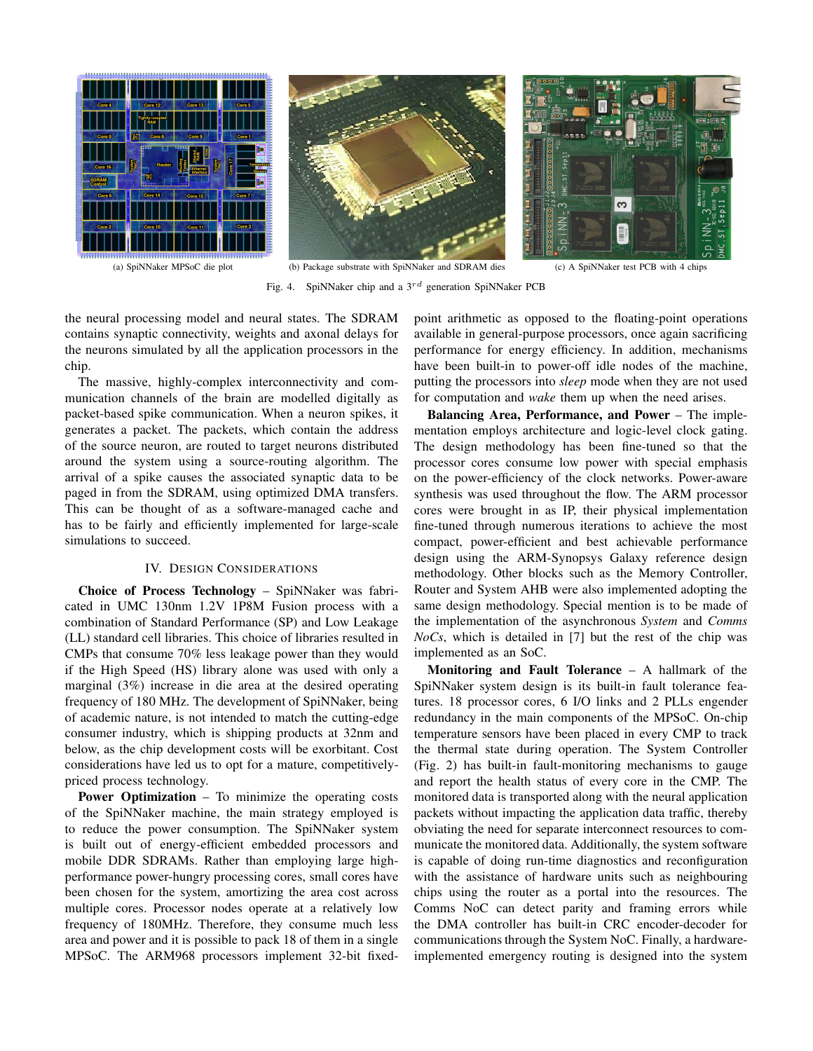(a) SpiNNaker MPSoC die plot

(b) Package substrate with SpiNNaker and SDRAM dies

(c) A SpiNNaker test PCB with 4 chips

Fig. 4. SpiNNaker chip and a $3^{rd}$ generation SpiNNaker PCB

the neural processing model and neural states. The SDRAM contains synaptic connectivity, weights and axonal delays for the neurons simulated by all the application processors in the chip.

The massive, highly-complex interconnectivity and communication channels of the brain are modelled digitally as packet-based spike communication. When a neuron spikes, it generates a packet. The packets, which contain the address of the source neuron, are routed to target neurons distributed around the system using a source-routing algorithm. The arrival of a spike causes the associated synaptic data to be paged in from the SDRAM, using optimized DMA transfers. This can be thought of as a software-managed cache and has to be fairly and efficiently implemented for large-scale simulations to succeed.

## IV. Design Considerations

**Choice of Process Technology** – SpiNNaker was fabricated in UMC 130nm 1.2V 1P8M Fusion process with a combination of Standard Performance (SP) and Low Leakage (LL) standard cell libraries. This choice of libraries resulted in CMPs that consume 70% less leakage power than they would if the High Speed (HS) library alone was used with only a marginal (3%) increase in die area at the desired operating frequency of 180 MHz. The development of SpiNNaker, being of academic nature, is not intended to match the cutting-edge consumer industry, which is shipping products at 32nm and below, as the chip development costs will be exorbitant. Cost considerations have led us to opt for a mature, competitively-priced process technology.

**Power Optimization** – To minimize the operating costs of the SpiNNaker machine, the main strategy employed is to reduce the power consumption. The SpiNNaker system is built out of energy-efficient embedded processors and mobile DDR SDRAMs. Rather than employing large high-performance power-hungry processing cores, small cores have been chosen for the system, amortizing the area cost across multiple cores. Processor nodes operate at a relatively low frequency of 180MHz. Therefore, they consume much less area and power and it is possible to pack 18 of them in a single MPSoC. The ARM968 processors implement 32-bit fixed-point arithmetic as opposed to the floating-point operations available in general-purpose processors, once again sacrificing performance for energy efficiency. In addition, mechanisms have been built-in to power-off idle nodes of the machine, putting the processors into *sleep* mode when they are not used for computation and *wake* them up when the need arises.

**Balancing Area, Performance, and Power** – The implementation employs architecture and logic-level clock gating. The design methodology has been fine-tuned so that the processor cores consume low power with special emphasis on the power-efficiency of the clock networks. Power-aware synthesis was used throughout the flow. The ARM processor cores were brought in as IP, their physical implementation fine-tuned through numerous iterations to achieve the most compact, power-efficient and best achievable performance design using the ARM-Synopsys Galaxy reference design methodology. Other blocks such as the Memory Controller, Router and System AHB were also implemented adopting the same design methodology. Special mention is to be made of the implementation of the asynchronous *System* and *Comms NoCs*, which is detailed in [7] but the rest of the chip was implemented as an SoC.

**Monitoring and Fault Tolerance** – A hallmark of the SpiNNaker system design is its built-in fault tolerance features. 18 processor cores, 6 I/O links and 2 PLLs engender redundancy in the main components of the MPSoC. On-chip temperature sensors have been placed in every CMP to track the thermal state during operation. The System Controller (Fig. 2) has built-in fault-monitoring mechanisms to gauge and report the health status of every core in the CMP. The monitored data is transported along with the neural application packets without impacting the application data traffic, thereby obviating the need for separate interconnect resources to communicate the monitored data. Additionally, the system software is capable of doing run-time diagnostics and reconfiguration with the assistance of hardware units such as neighbouring chips using the router as a portal into the resources. The Comms NoC can detect parity and framing errors while the DMA controller has built-in CRC encoder-decoder for communications through the System NoC. Finally, a hardware-implemented emergency routing is designed into the system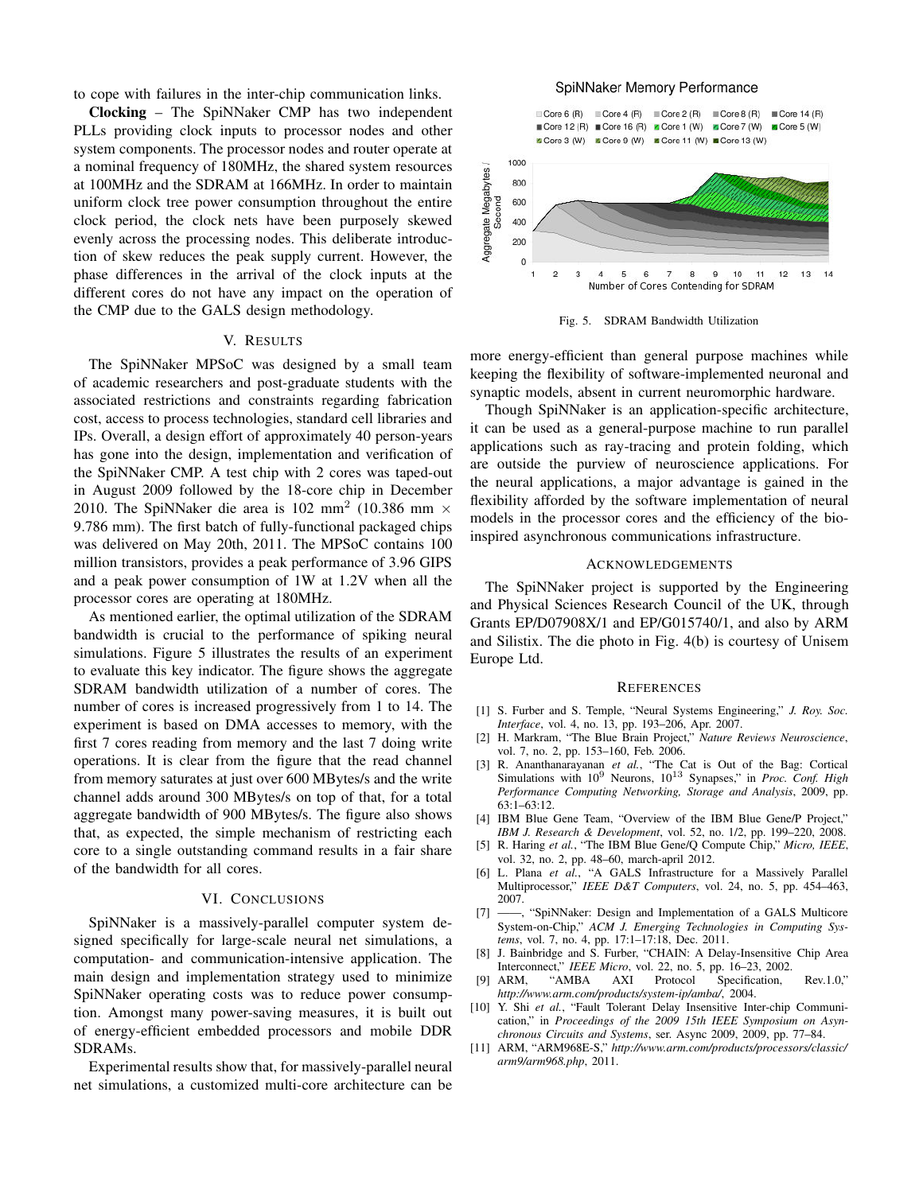to cope with failures in the inter-chip communication links.

**Clocking** – The SpiNNaker CMP has two independent PLLs providing clock inputs to processor nodes and other system components. The processor nodes and router operate at a nominal frequency of 180MHz, the shared system resources at 100MHz and the SDRAM at 166MHz. In order to maintain uniform clock tree power consumption throughout the entire clock period, the clock nets have been purposely skewed evenly across the processing nodes. This deliberate introduction of skew reduces the peak supply current. However, the phase differences in the arrival of the clock inputs at the different cores do not have any impact on the operation of the CMP due to the GALS design methodology.

## V. Results

The SpiNNaker MPSoC was designed by a small team of academic researchers and post-graduate students with the associated restrictions and constraints regarding fabrication cost, access to process technologies, standard cell libraries and IPs. Overall, a design effort of approximately 40 person-years has gone into the design, implementation and verification of the SpiNNaker CMP. A test chip with 2 cores was taped-out in August 2009 followed by the 18-core chip in December 2010. The SpiNNaker die area is 102 mm$^2$ (10.386 mm $\times$ 9.786 mm). The first batch of fully-functional packaged chips was delivered on May 20th, 2011. The MPSoC contains 100 million transistors, provides a peak performance of 3.96 GIPS and a peak power consumption of 1W at 1.2V when all the processor cores are operating at 180MHz.

As mentioned earlier, the optimal utilization of the SDRAM bandwidth is crucial to the performance of spiking neural simulations. Figure 5 illustrates the results of an experiment to evaluate this key indicator. The figure shows the aggregate SDRAM bandwidth utilization of a number of cores. The number of cores is increased progressively from 1 to 14. The experiment is based on DMA accesses to memory, with the first 7 cores reading from memory and the last 7 doing write operations. It is clear from the figure that the read channel from memory saturates at just over 600 MBytes/s and the write channel adds around 300 MBytes/s on top of that, for a total aggregate bandwidth of 900 MBytes/s. The figure also shows that, as expected, the simple mechanism of restricting each core to a single outstanding command results in a fair share of the bandwidth for all cores.

## VI. Conclusions

SpiNNaker is a massively-parallel computer system designed specifically for large-scale neural net simulations, a computation- and communication-intensive application. The main design and implementation strategy used to minimize SpiNNaker operating costs was to reduce power consumption. Amongst many power-saving measures, it is built out of energy-efficient embedded processors and mobile DDR SDRAMs.

Experimental results show that, for massively-parallel neural net simulations, a customized multi-core architecture can be more energy-efficient than general purpose machines while keeping the flexibility of software-implemented neuronal and synaptic models, absent in current neuromorphic hardware.

Though SpiNNaker is an application-specific architecture, it can be used as a general-purpose machine to run parallel applications such as ray-tracing and protein folding, which are outside the purview of neuroscience applications. For the neural applications, a major advantage is gained in the flexibility afforded by the software implementation of neural models in the processor cores and the efficiency of the bio-inspired asynchronous communications infrastructure.

SpiNNaker Memory Performance

Core 6 (R) Core 4 (R) Core 2 (R) Core 8 (R) Core 14 (R) Core 12 (R) Core 16 (R) Core 1 (W) Core 7 (W) Core 5 (W) Core 3 (W) Core 9 (W) Core 11 (W) Core 13 (W)

Aggregate Megabytes / Second

0 200 400 600 800 1000

1 2 3 4 5 6 7 8 9 10 11 12 13 14

Number of Cores Contending for SDRAM

Fig. 5. SDRAM Bandwidth Utilization

## Acknowledgements

The SpiNNaker project is supported by the Engineering and Physical Sciences Research Council of the UK, through Grants EP/D07908X/1 and EP/G015740/1, and also by ARM and Silistix. The die photo in Fig. 4(b) is courtesy of Unisem Europe Ltd.

## References

[1] S. Furber and S. Temple, "Neural Systems Engineering," *J. Roy. Soc. Interface*, vol. 4, no. 13, pp. 193–206, Apr. 2007.

[2] H. Markram, "The Blue Brain Project," *Nature Reviews Neuroscience*, vol. 7, no. 2, pp. 153–160, Feb. 2006.

[3] R. Ananthanarayanan *et al.*, "The Cat is Out of the Bag: Cortical Simulations with $10^9$ Neurons, $10^{13}$ Synapses," in *Proc. Conf. High Performance Computing Networking, Storage and Analysis*, 2009, pp. 63:1–63:12.

[4] IBM Blue Gene Team, "Overview of the IBM Blue Gene/P Project," *IBM J. Research & Development*, vol. 52, no. 1/2, pp. 199–220, 2008.

[5] R. Haring *et al.*, "The IBM Blue Gene/Q Compute Chip," *Micro, IEEE*, vol. 32, no. 2, pp. 48–60, march-april 2012.

[6] L. Plana *et al.*, "A GALS Infrastructure for a Massively Parallel Multiprocessor," *IEEE D&T Computers*, vol. 24, no. 5, pp. 454–463, 2007.

[7] ——, "SpiNNaker: Design and Implementation of a GALS Multicore System-on-Chip," *ACM J. Emerging Technologies in Computing Systems*, vol. 7, no. 4, pp. 17:1–17:18, Dec. 2011.

[8] J. Bainbridge and S. Furber, "CHAIN: A Delay-Insensitive Chip Area Interconnect," *IEEE Micro*, vol. 22, no. 5, pp. 16–23, 2002.

[9] ARM, "AMBA AXI Protocol Specification, Rev.1.0," *http://www.arm.com/products/system-ip/amba/*, 2004.

[10] Y. Shi *et al.*, "Fault Tolerant Delay Insensitive Inter-chip Communication," in *Proceedings of the 2009 15th IEEE Symposium on Asynchronous Circuits and Systems*, ser. Async 2009, 2009, pp. 77–84.

[11] ARM, "ARM968E-S," *http://www.arm.com/products/processors/classic/arm9/arm968.php*, 2011.